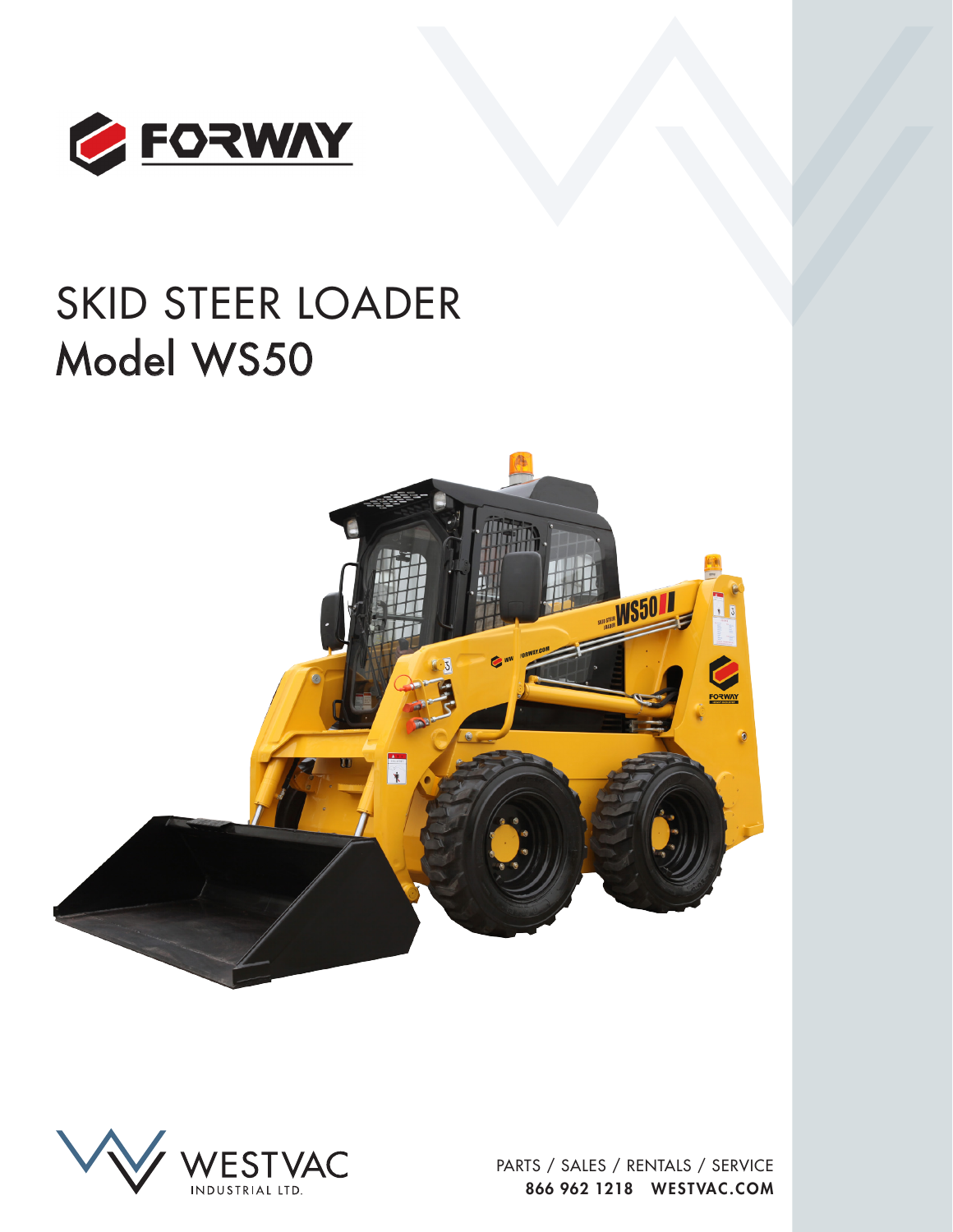# SKID STEER LOADER

## Model WS50

PARTS / SALES / RENTALS / SERVICE

**866 962 1218 WESTVAC.COM**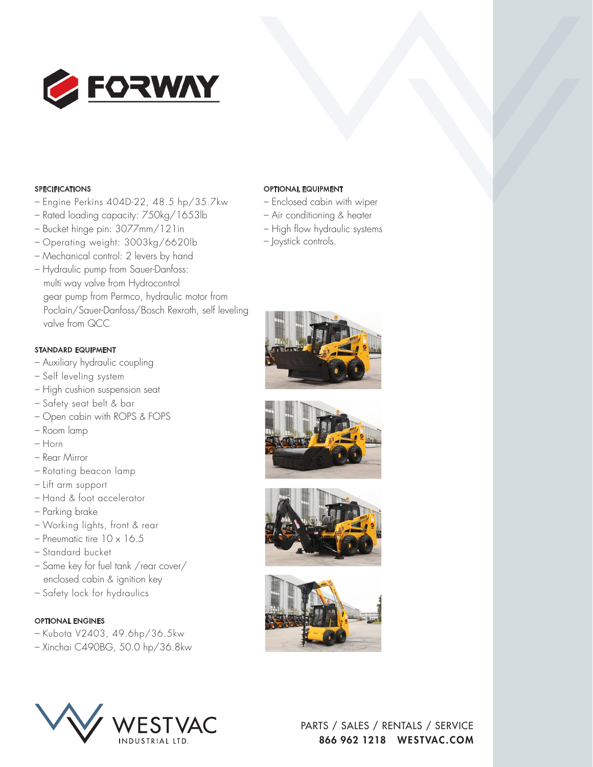# FORWAY

## SPECIFICATIONS

- Engine Perkins 404D-22, 48.5 hp/35.7kw
- Rated loading capacity: 750kg/1653lb
- Bucket hinge pin: 3077mm/121in
- Operating weight: 3003kg/6620lb
- Mechanical control: 2 levers by hand
- Hydraulic pump from Sauer-Danfoss: multi way valve from Hydrocontrol gear pump from Permco, hydraulic motor from Poclain/Sauer-Danfoss/Bosch Rexroth, self leveling valve from QCC

## STANDARD EQUIPMENT

- Auxiliary hydraulic coupling
- Self leveling system
- High cushion suspension seat
- Safety seat belt & bar
- Open cabin with ROPS & FOPS
- Room lamp
- Horn
- Rear Mirror
- Rotating beacon lamp
- Lift arm support
- Hand & foot accelerator
- Parking brake
- Working lights, front & rear
- Pneumatic tire 10 x 16.5
- Standard bucket
- Same key for fuel tank /rear cover/ enclosed cabin & ignition key
- Safety lock for hydraulics

## OPTIONAL ENGINES

- Kubota V2403, 49.6hp/36.5kw
- Xinchai C490BG, 50.0 hp/36.8kw

## OPTIONAL EQUIPMENT

- Enclosed cabin with wiper
- Air conditioning & heater
- High flow hydraulic systems
- Joystick controls.

WESTVAC INDUSTRIAL LTD.

PARTS / SALES / RENTALS / SERVICE
**866 962 1218 WESTVAC.COM**